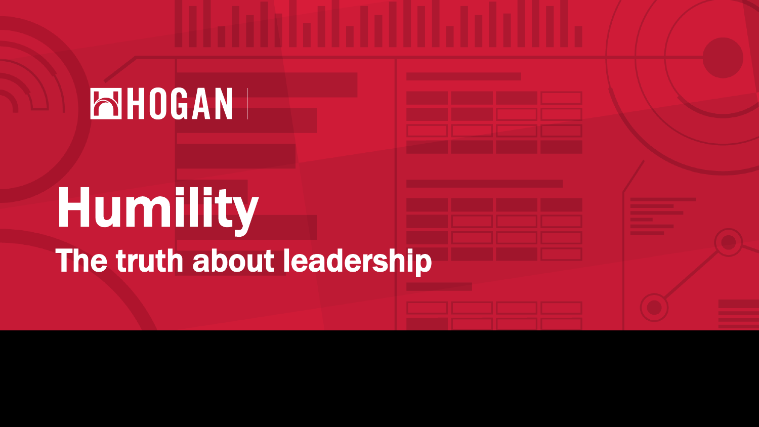HOGAN

# Humility

## The truth about leadership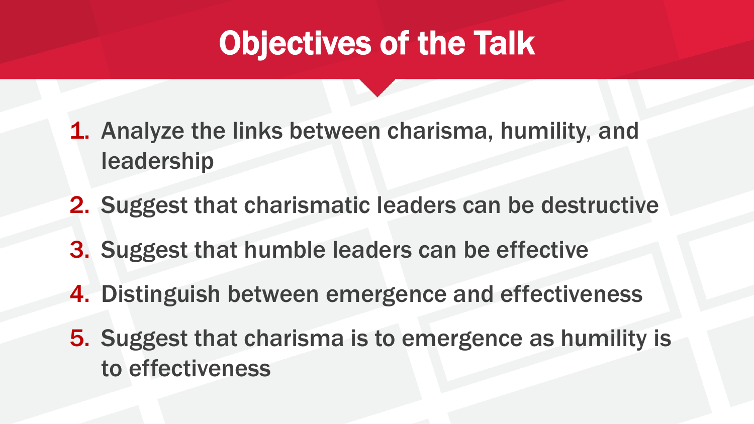# Objectives of the Talk

1. Analyze the links between charisma, humility, and leadership
2. Suggest that charismatic leaders can be destructive
3. Suggest that humble leaders can be effective
4. Distinguish between emergence and effectiveness
5. Suggest that charisma is to emergence as humility is to effectiveness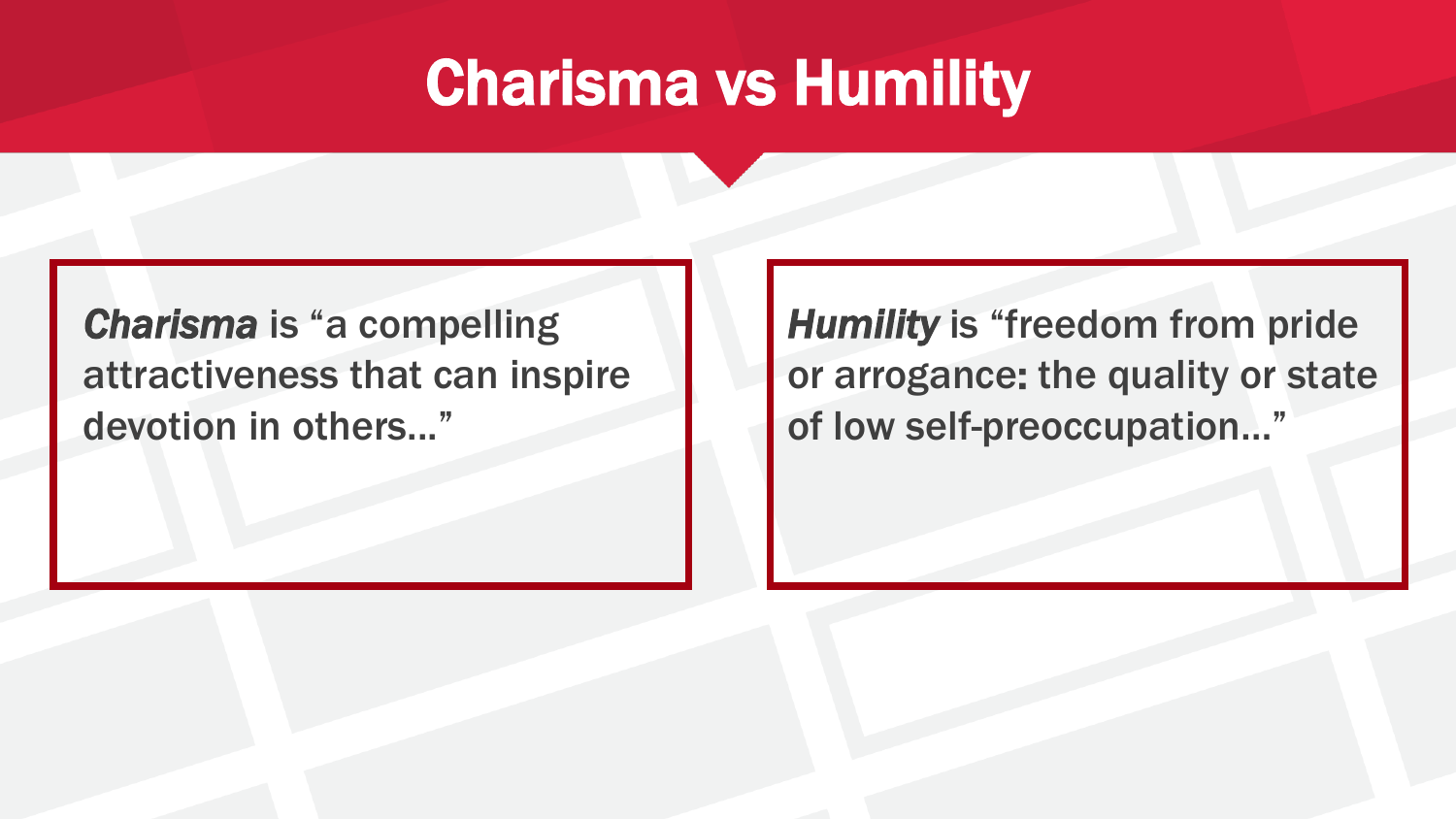# Charisma vs Humility

***Charisma*** is "a compelling attractiveness that can inspire devotion in others..."

***Humility*** is "freedom from pride or arrogance: the quality or state of low self-preoccupation..."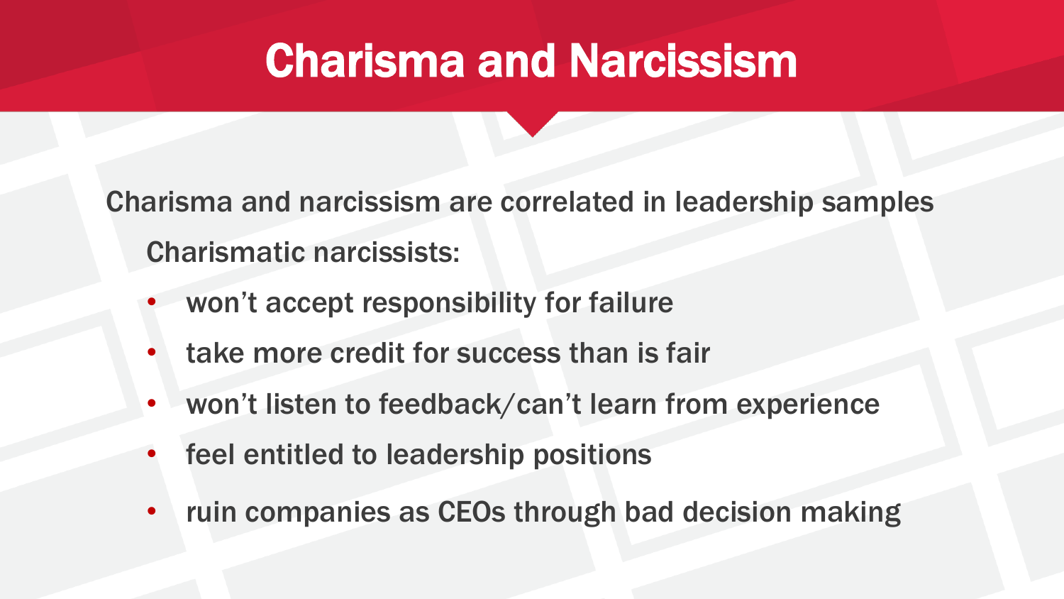# Charisma and Narcissism

Charisma and narcissism are correlated in leadership samples

Charismatic narcissists:

- won't accept responsibility for failure
- take more credit for success than is fair
- won't listen to feedback/can't learn from experience
- feel entitled to leadership positions
- ruin companies as CEOs through bad decision making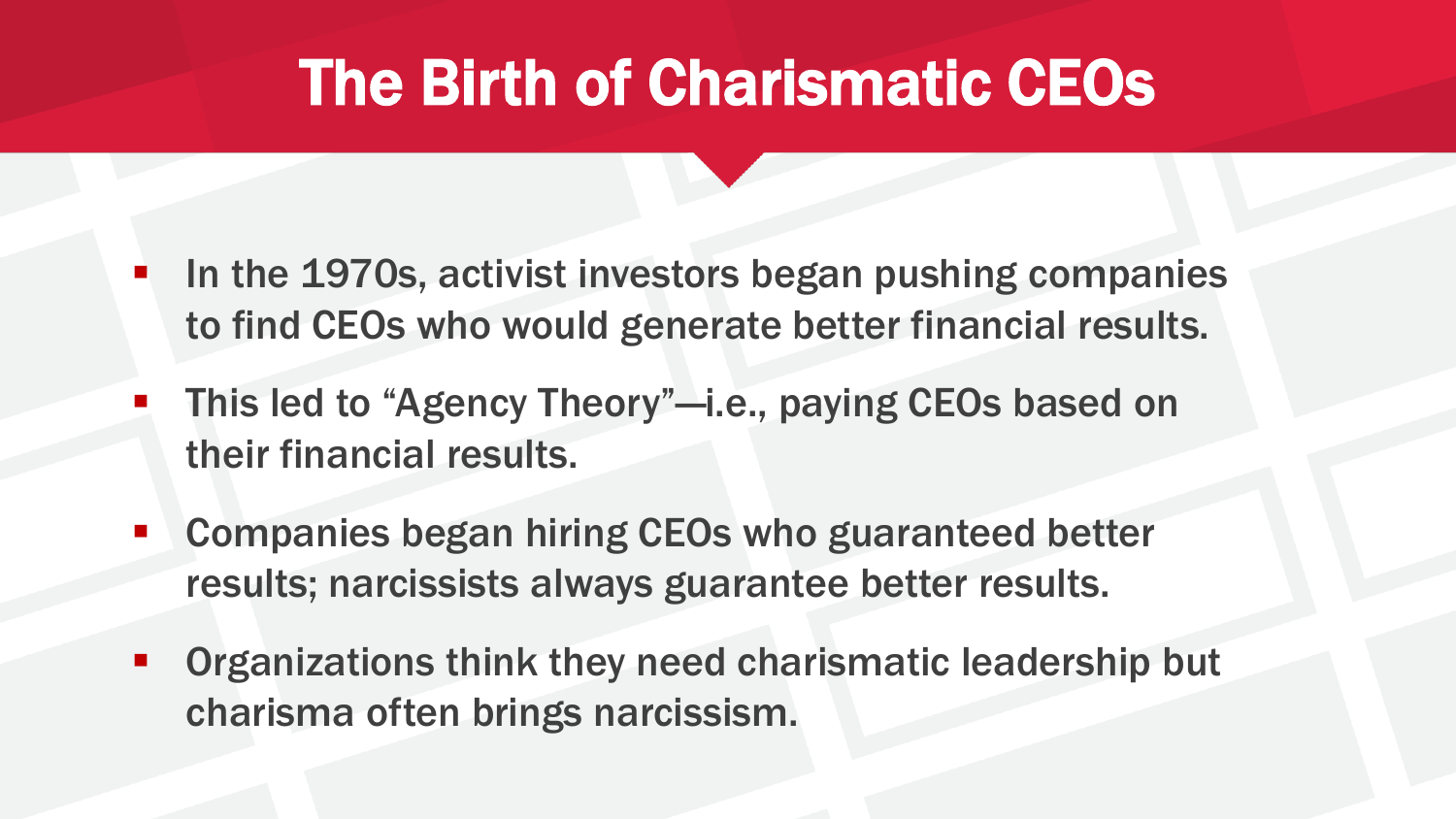# The Birth of Charismatic CEOs

- In the 1970s, activist investors began pushing companies to find CEOs who would generate better financial results.
- This led to "Agency Theory"—i.e., paying CEOs based on their financial results.
- Companies began hiring CEOs who guaranteed better results; narcissists always guarantee better results.
- Organizations think they need charismatic leadership but charisma often brings narcissism.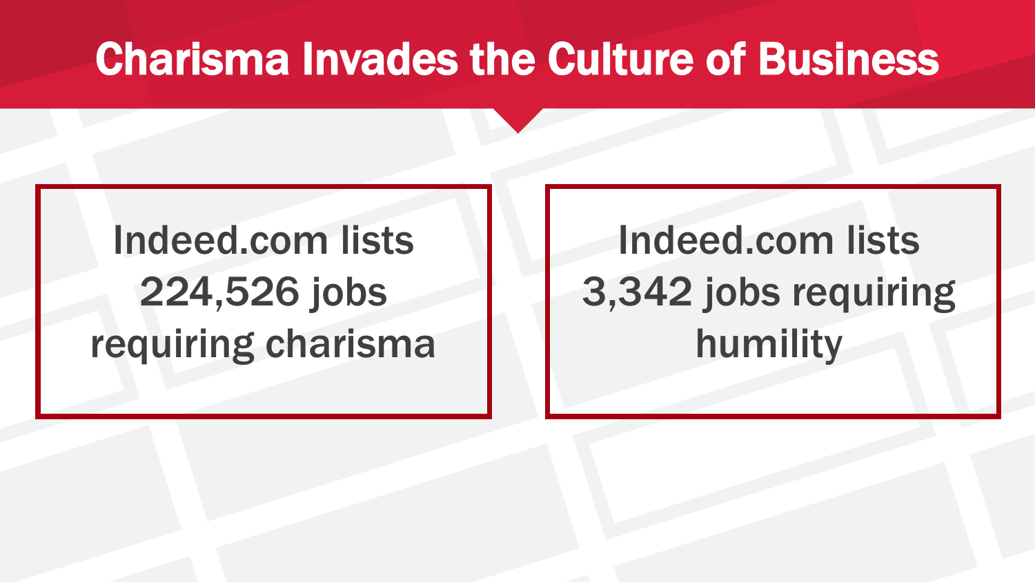# Charisma Invades the Culture of Business

Indeed.com lists 224,526 jobs requiring charisma

Indeed.com lists 3,342 jobs requiring humility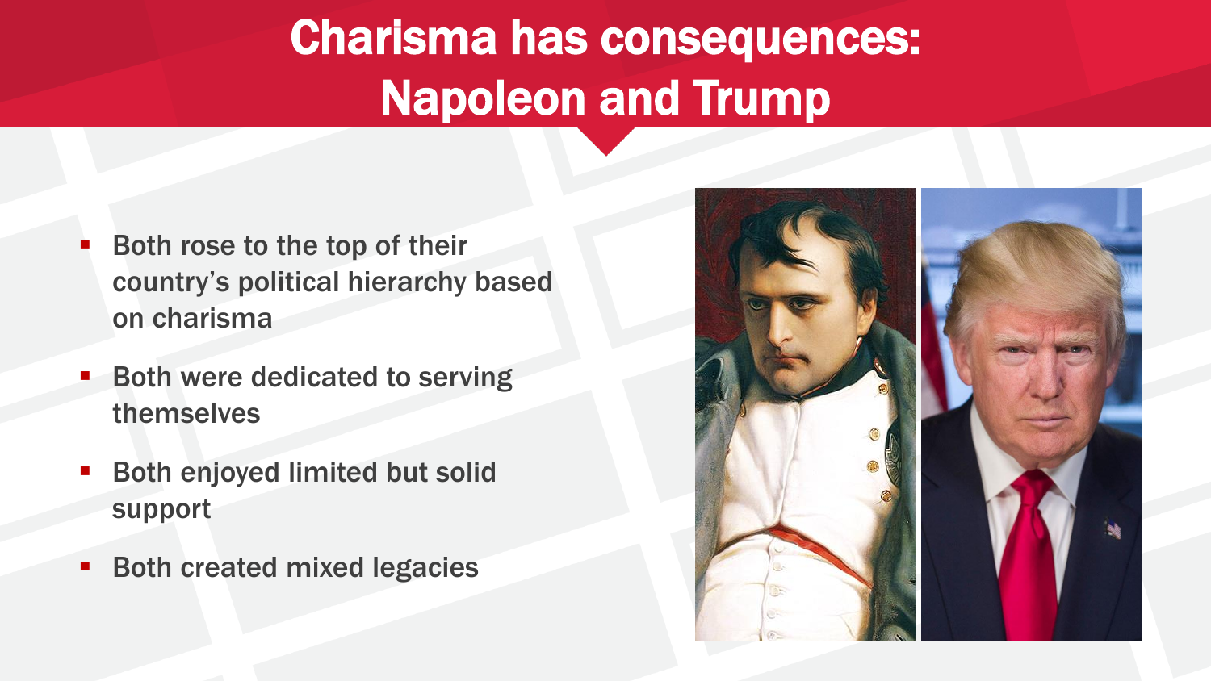# Charisma has consequences: Napoleon and Trump

- Both rose to the top of their country's political hierarchy based on charisma
- Both were dedicated to serving themselves
- Both enjoyed limited but solid support
- Both created mixed legacies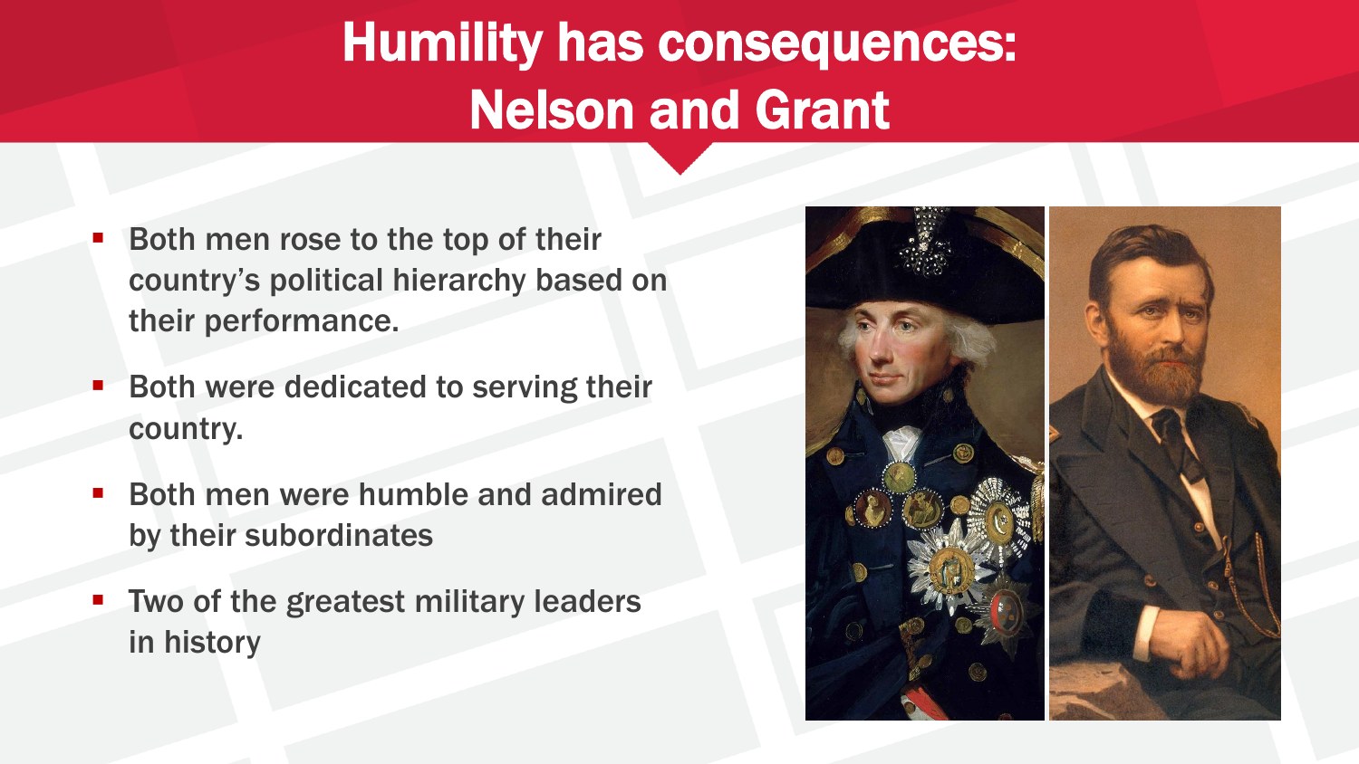# Humility has consequences: Nelson and Grant

- Both men rose to the top of their country's political hierarchy based on their performance.
- Both were dedicated to serving their country.
- Both men were humble and admired by their subordinates
- Two of the greatest military leaders in history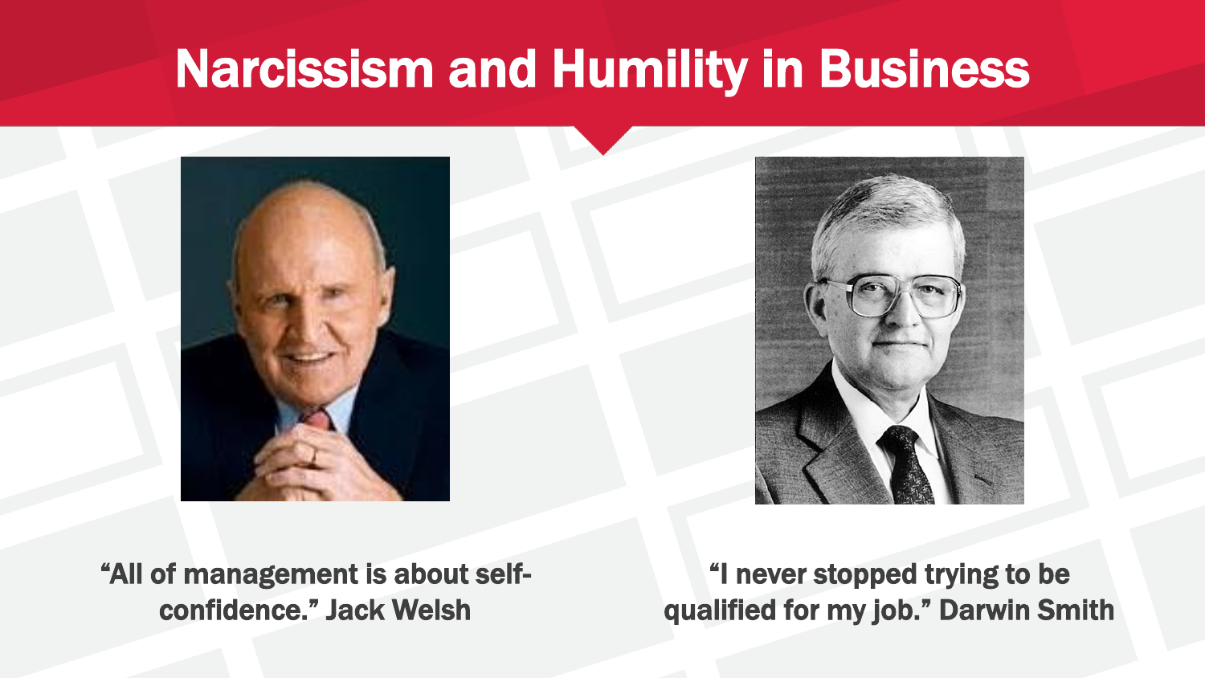# Narcissism and Humility in Business

"All of management is about self-confidence." Jack Welsh

"I never stopped trying to be qualified for my job." Darwin Smith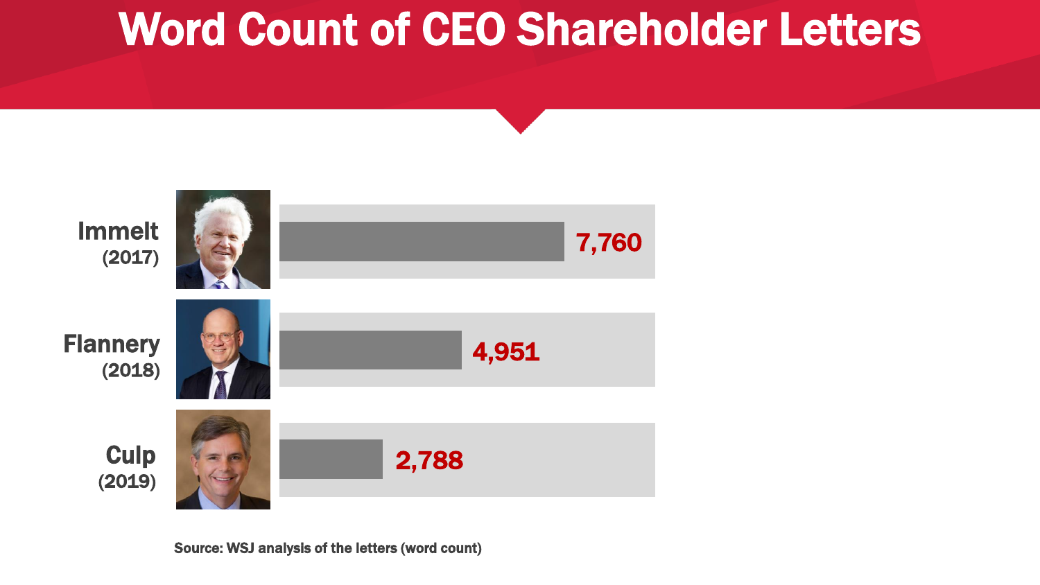# Word Count of CEO Shareholder Letters

| CEO (Year) | Word Count |
| --- | --- |
| Immelt (2017) | 7,760 |
| Flannery (2018) | 4,951 |
| Culp (2019) | 2,788 |

Source: WSJ analysis of the letters (word count)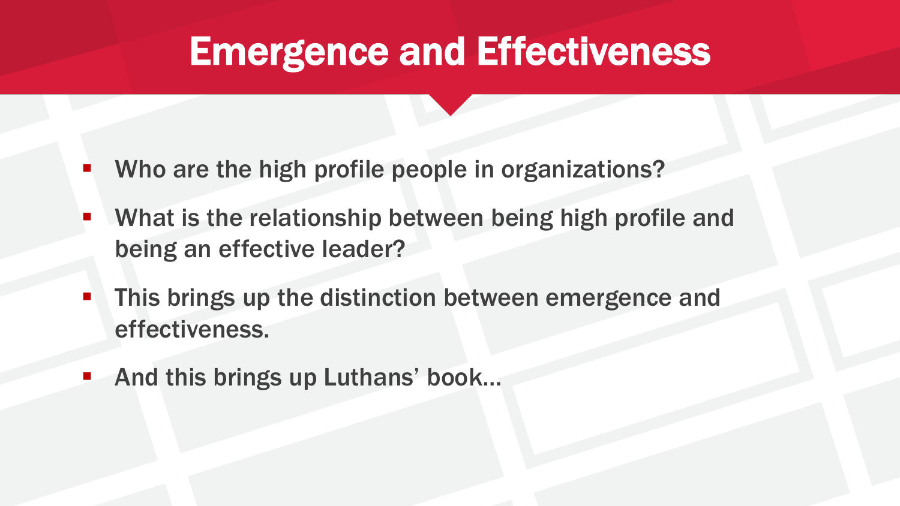# Emergence and Effectiveness

- Who are the high profile people in organizations?
- What is the relationship between being high profile and being an effective leader?
- This brings up the distinction between emergence and effectiveness.
- And this brings up Luthans' book…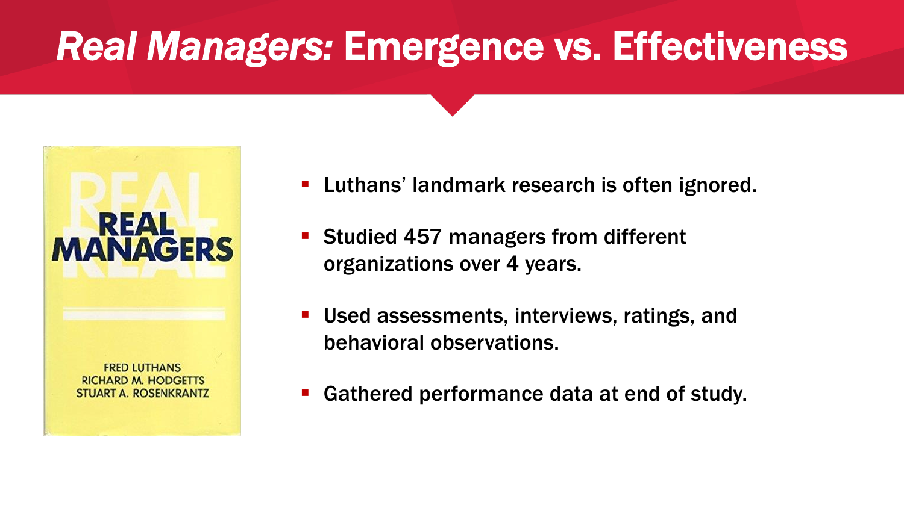# *Real Managers:* Emergence vs. Effectiveness

REAL MANAGERS

FRED LUTHANS
RICHARD M. HODGETTS
STUART A. ROSENKRANTZ

- Luthans' landmark research is often ignored.
- Studied 457 managers from different organizations over 4 years.
- Used assessments, interviews, ratings, and behavioral observations.
- Gathered performance data at end of study.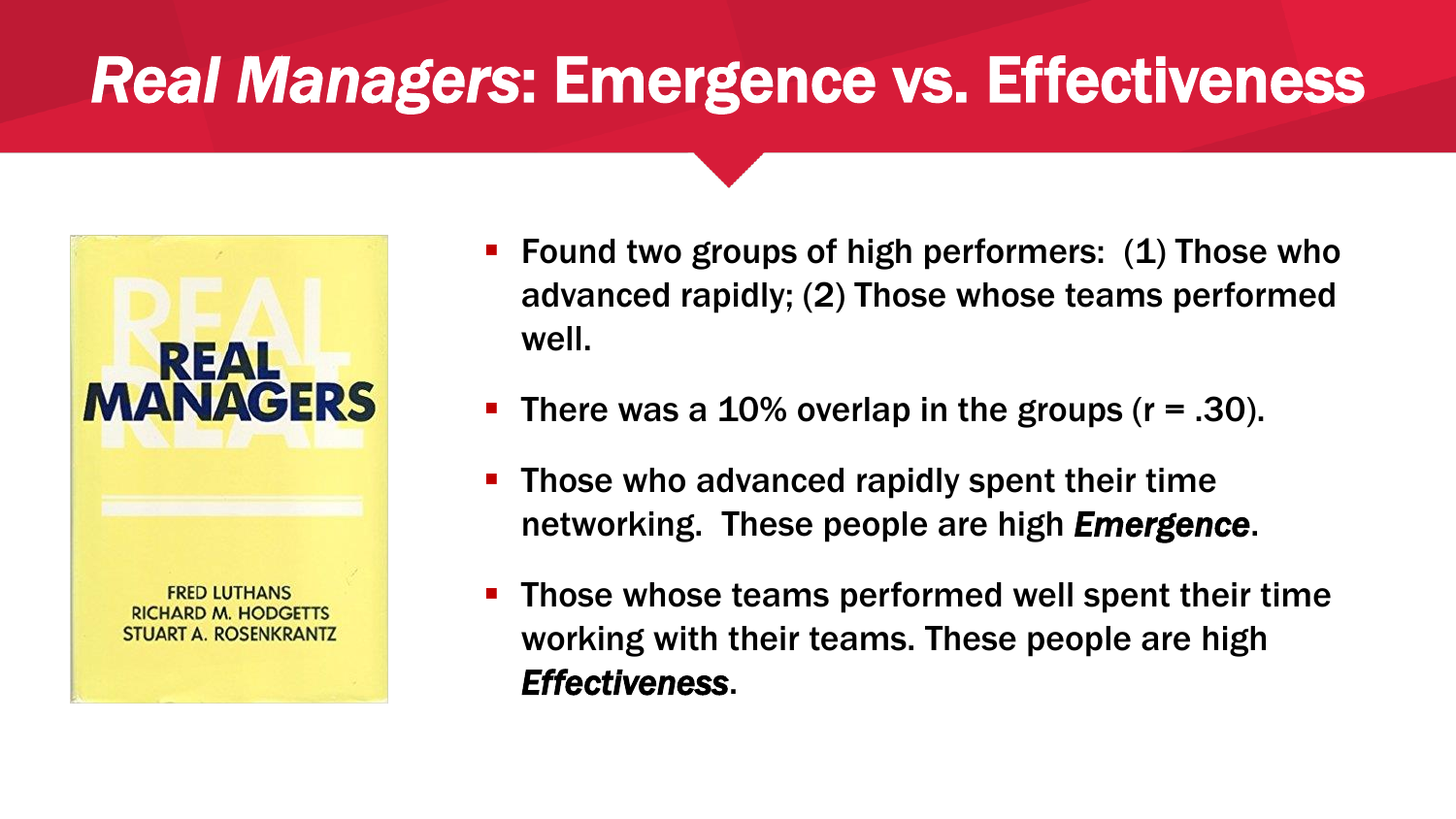# *Real Managers*: Emergence vs. Effectiveness

- Found two groups of high performers: (1) Those who advanced rapidly; (2) Those whose teams performed well.
- There was a 10% overlap in the groups ($r = .30$).
- Those who advanced rapidly spent their time networking. These people are high ***Emergence***.
- Those whose teams performed well spent their time working with their teams. These people are high ***Effectiveness***.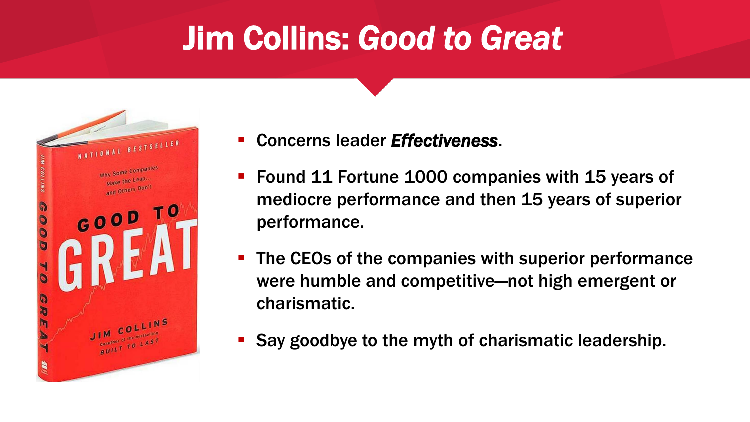# Jim Collins: *Good to Great*

- Concerns leader ***Effectiveness***.
- Found 11 Fortune 1000 companies with 15 years of mediocre performance and then 15 years of superior performance.
- The CEOs of the companies with superior performance were humble and competitive—not high emergent or charismatic.
- Say goodbye to the myth of charismatic leadership.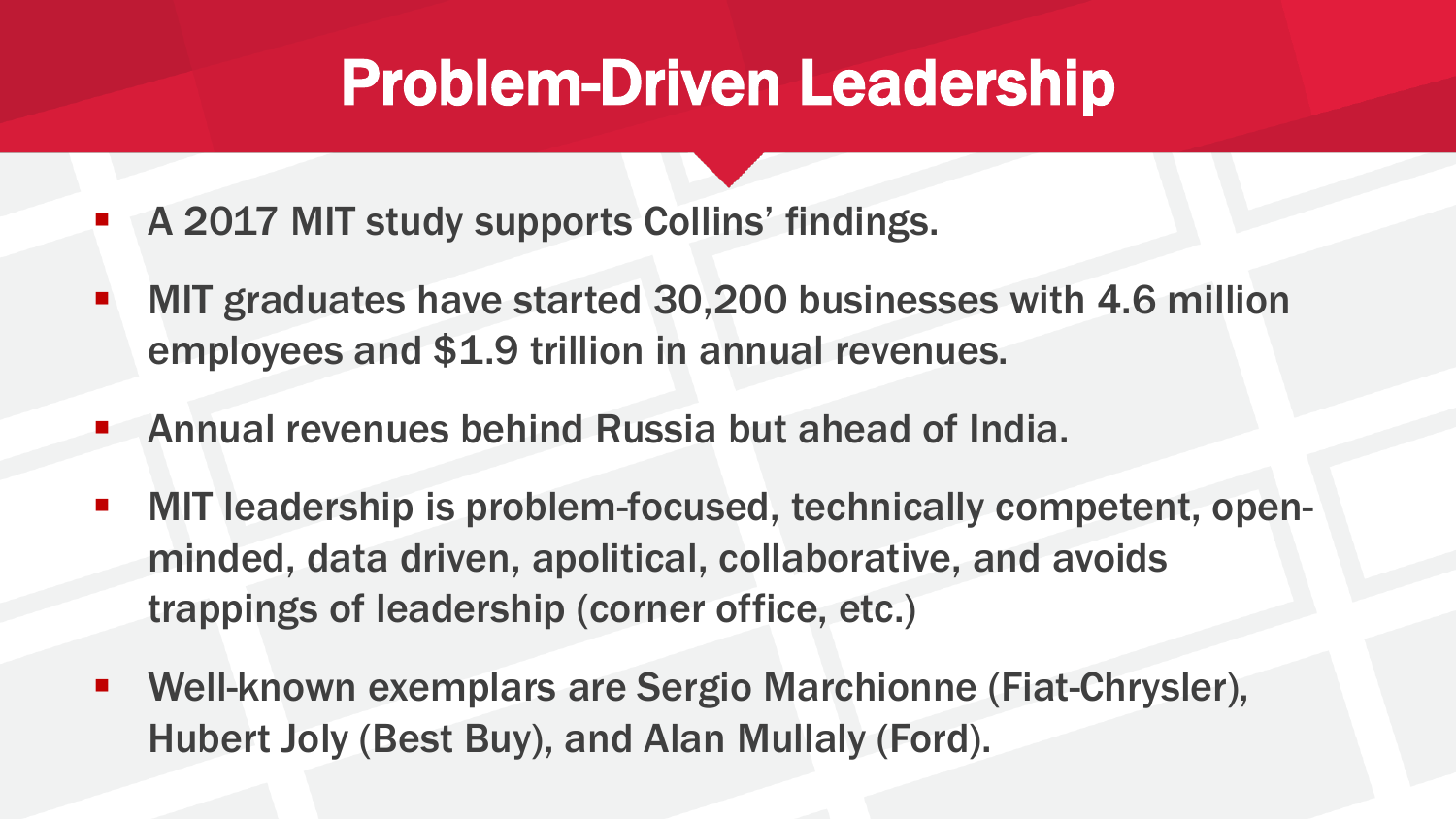# Problem-Driven Leadership

- A 2017 MIT study supports Collins' findings.
- MIT graduates have started 30,200 businesses with 4.6 million employees and $1.9 trillion in annual revenues.
- Annual revenues behind Russia but ahead of India.
- MIT leadership is problem-focused, technically competent, open-minded, data driven, apolitical, collaborative, and avoids trappings of leadership (corner office, etc.)
- Well-known exemplars are Sergio Marchionne (Fiat-Chrysler), Hubert Joly (Best Buy), and Alan Mullaly (Ford).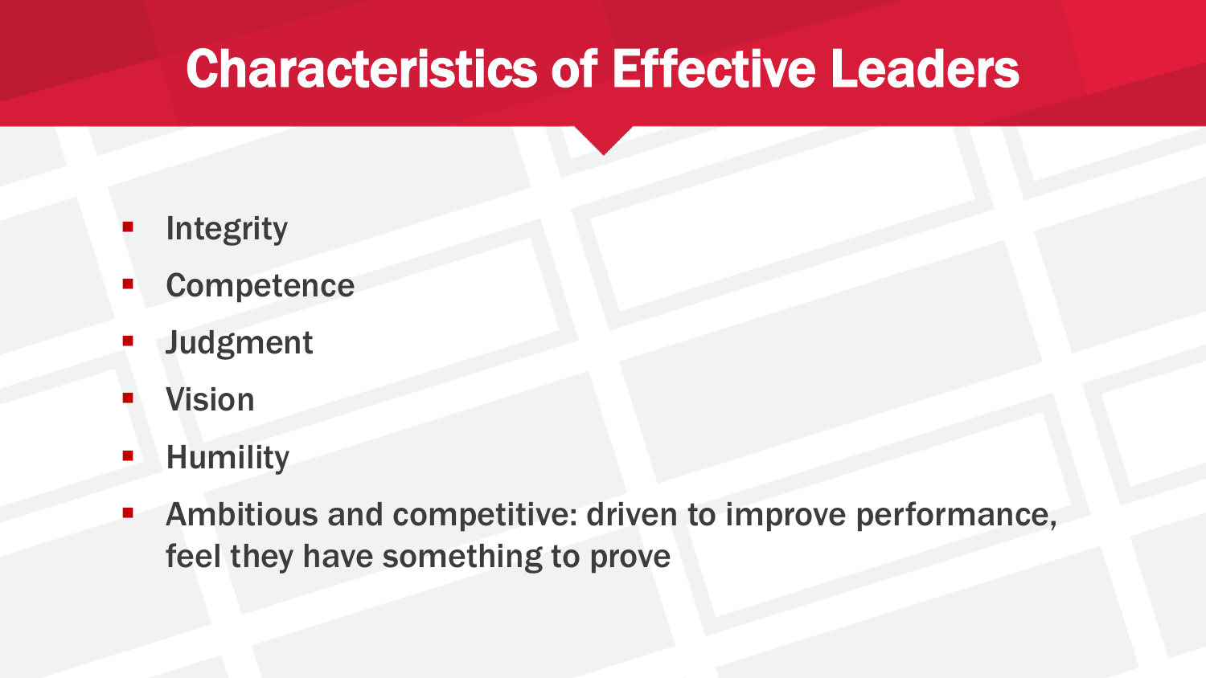# Characteristics of Effective Leaders

- Integrity
- Competence
- Judgment
- Vision
- Humility
- Ambitious and competitive: driven to improve performance, feel they have something to prove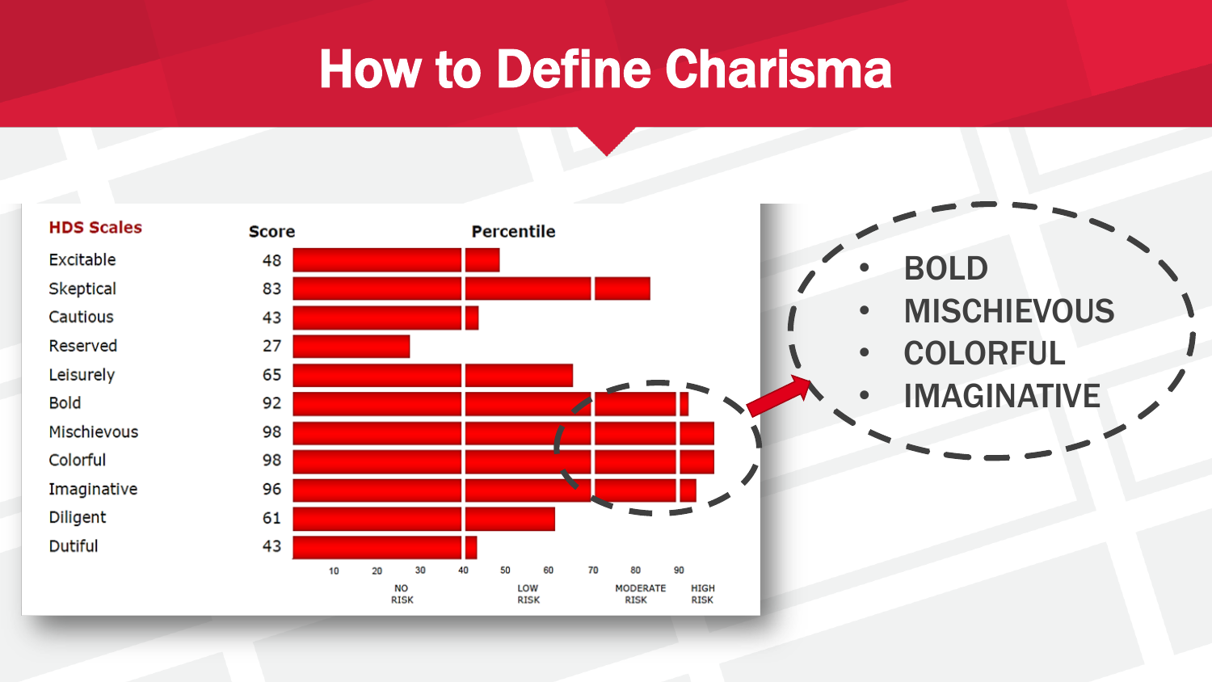# How to Define Charisma

| HDS Scales | Score |
|---|---|
| Excitable | 48 |
| Skeptical | 83 |
| Cautious | 43 |
| Reserved | 27 |
| Leisurely | 65 |
| Bold | 92 |
| Mischievous | 98 |
| Colorful | 98 |
| Imaginative | 96 |
| Diligent | 61 |
| Dutiful | 43 |

Percentile: 10 20 30 40 50 60 70 80 90

NO RISK · LOW RISK · MODERATE RISK · HIGH RISK

- BOLD
- MISCHIEVOUS
- COLORFUL
- IMAGINATIVE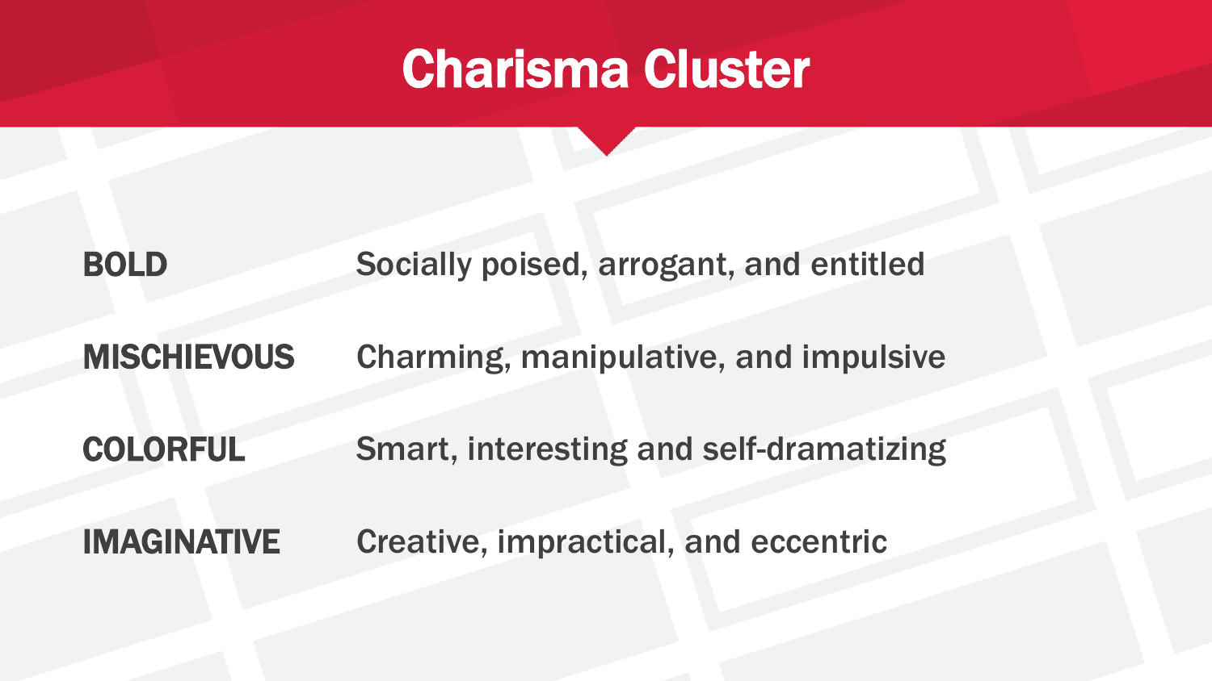# Charisma Cluster

| | |
|---|---|
| **BOLD** | Socially poised, arrogant, and entitled |
| **MISCHIEVOUS** | Charming, manipulative, and impulsive |
| **COLORFUL** | Smart, interesting and self-dramatizing |
| **IMAGINATIVE** | Creative, impractical, and eccentric |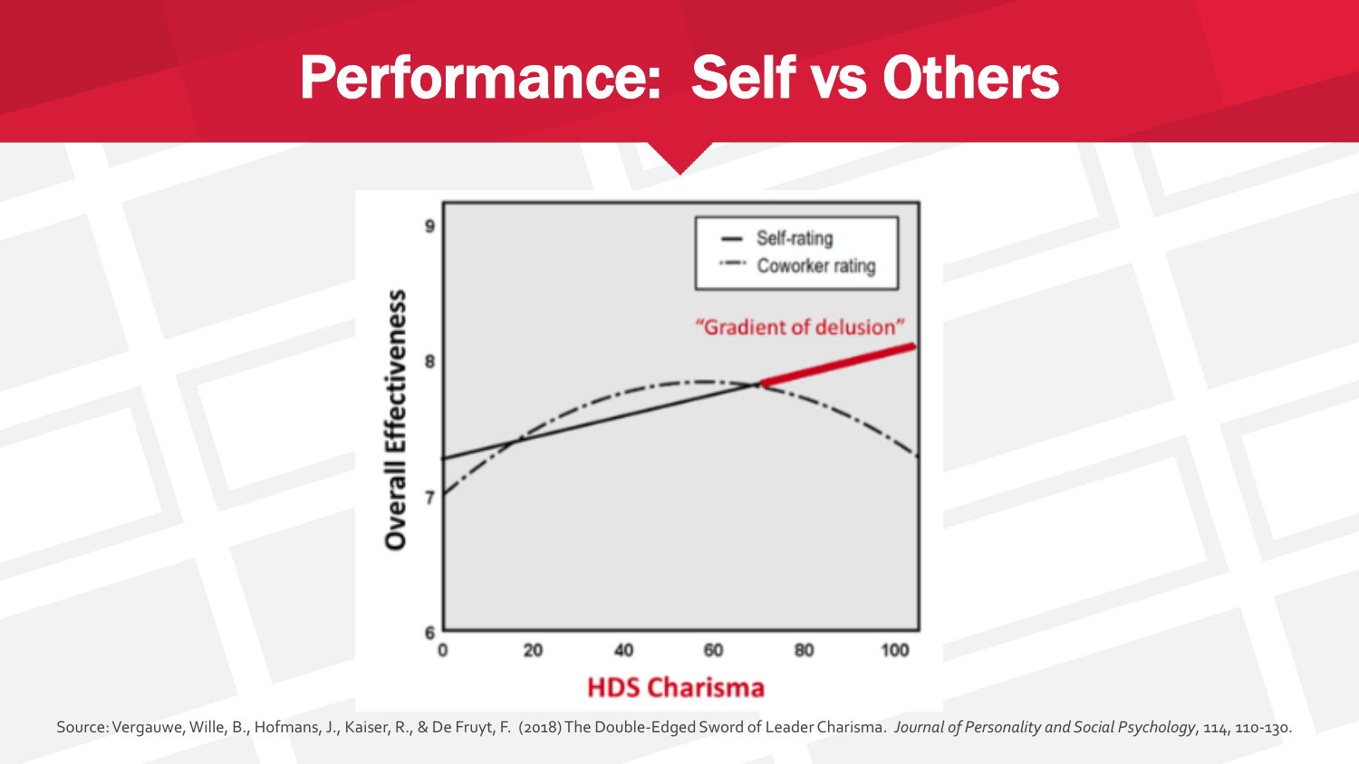# Performance: Self vs Others

Self-rating

Coworker rating

"Gradient of delusion"

Overall Effectiveness

HDS Charisma

Source: Vergauwe, Wille, B., Hofmans, J., Kaiser, R., & De Fruyt, F. (2018) The Double-Edged Sword of Leader Charisma. *Journal of Personality and Social Psychology*, 114, 110-130.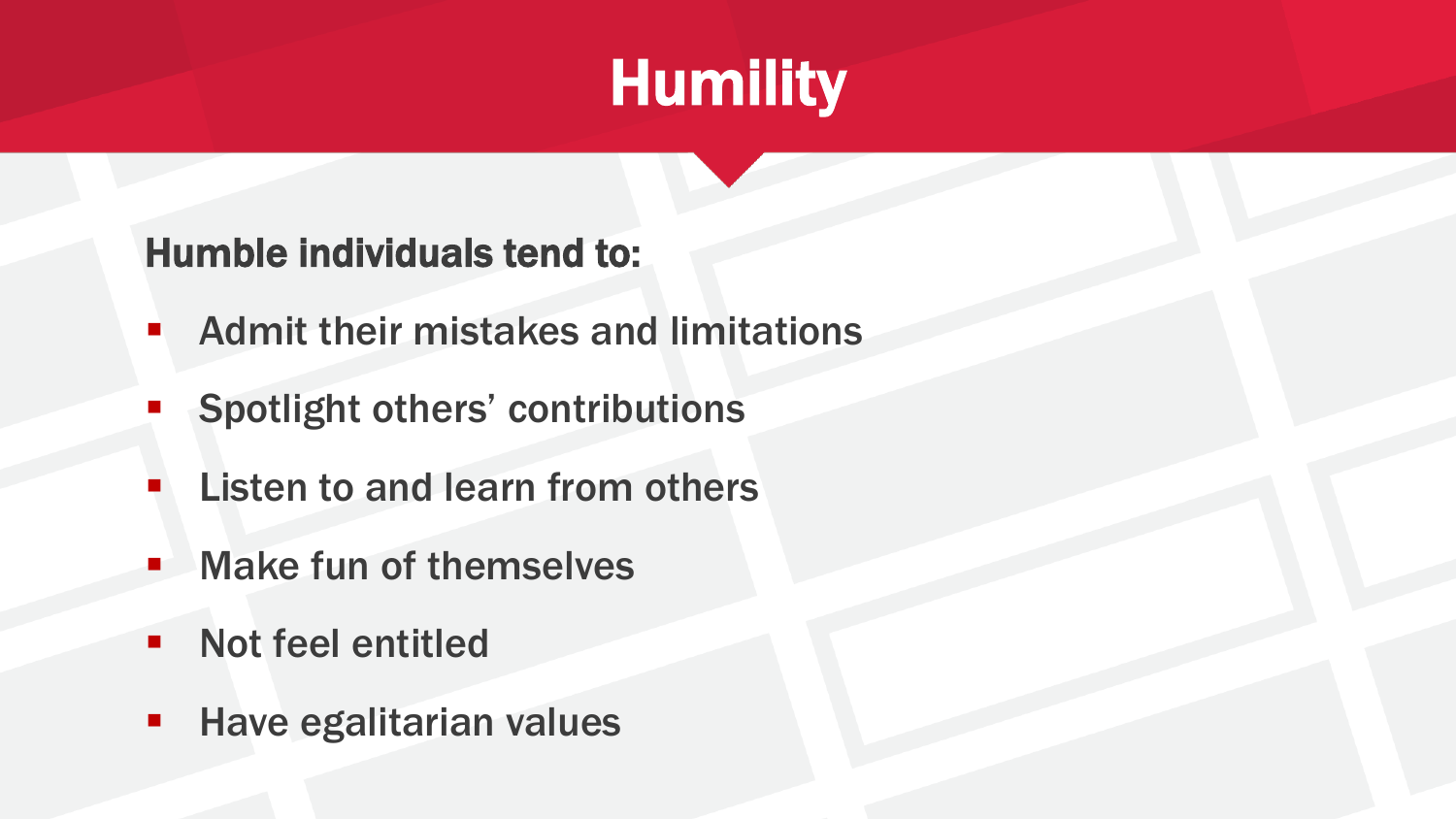# Humility

**Humble individuals tend to:**

- Admit their mistakes and limitations
- Spotlight others' contributions
- Listen to and learn from others
- Make fun of themselves
- Not feel entitled
- Have egalitarian values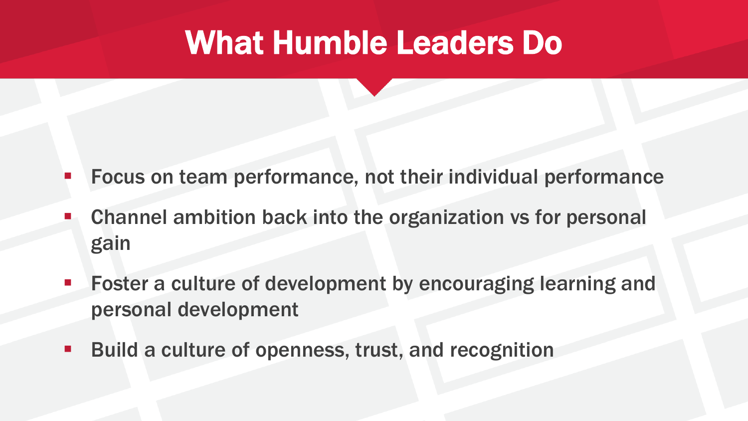# What Humble Leaders Do

- Focus on team performance, not their individual performance
- Channel ambition back into the organization vs for personal gain
- Foster a culture of development by encouraging learning and personal development
- Build a culture of openness, trust, and recognition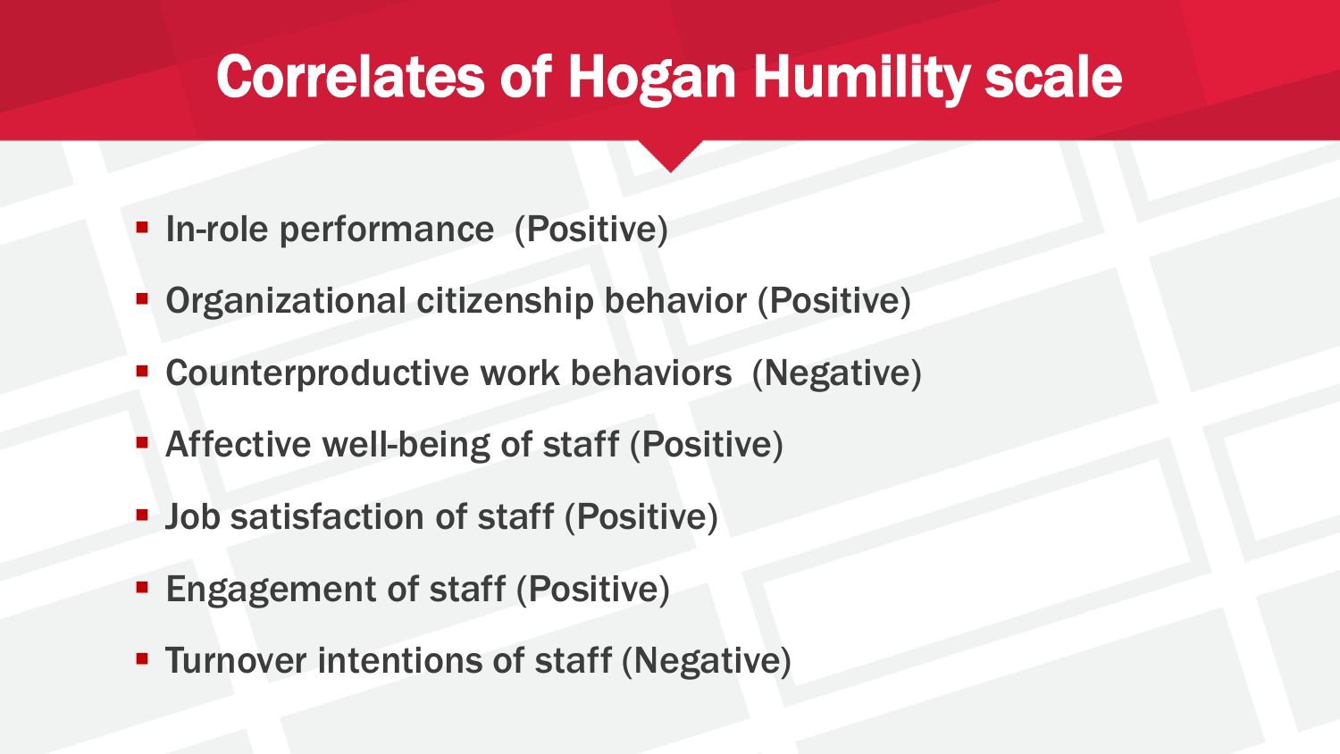# Correlates of Hogan Humility scale

- In-role performance (Positive)
- Organizational citizenship behavior (Positive)
- Counterproductive work behaviors (Negative)
- Affective well-being of staff (Positive)
- Job satisfaction of staff (Positive)
- Engagement of staff (Positive)
- Turnover intentions of staff (Negative)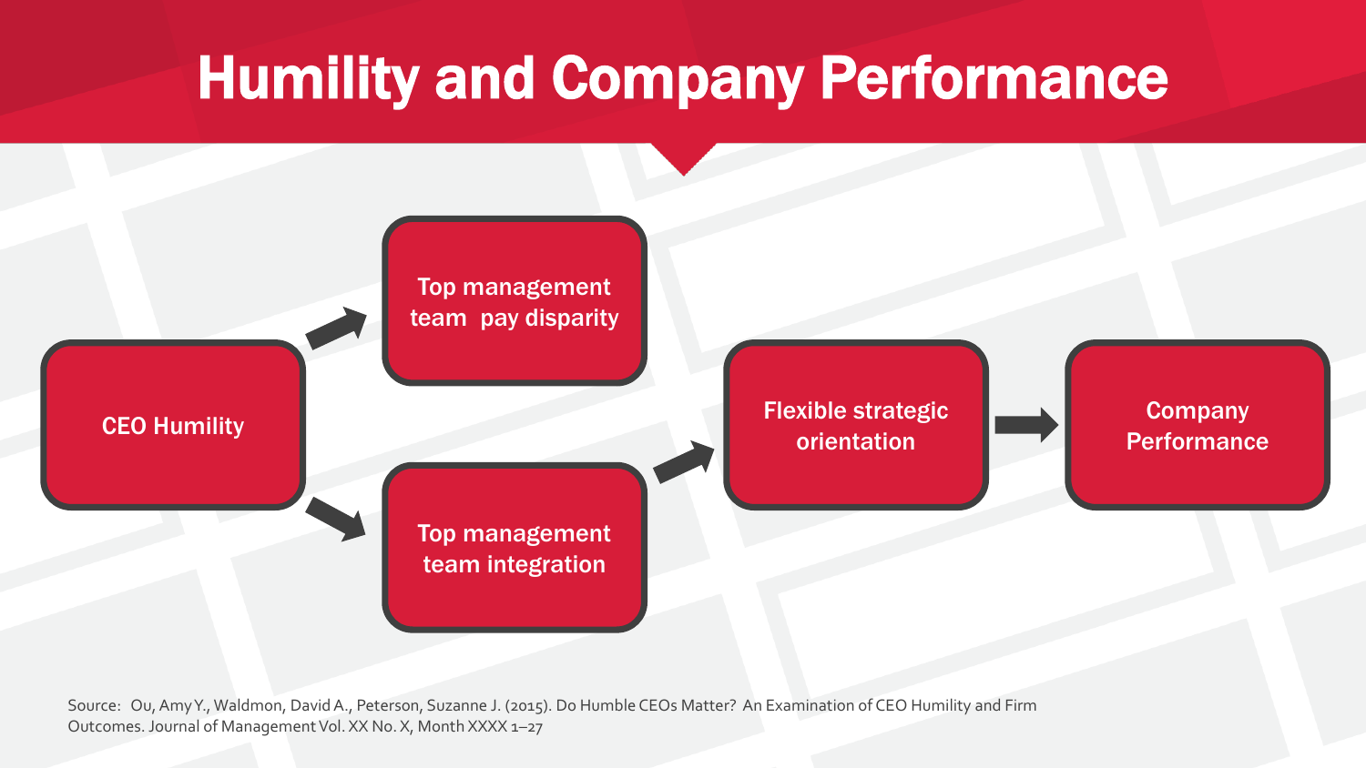# Humility and Company Performance

- CEO Humility → Top management team pay disparity
- CEO Humility → Top management team integration
- Top management team integration → Flexible strategic orientation
- Flexible strategic orientation → Company Performance

Source: Ou, Amy Y., Waldmon, David A., Peterson, Suzanne J. (2015). Do Humble CEOs Matter? An Examination of CEO Humility and Firm Outcomes. Journal of Management Vol. XX No. X, Month XXXX 1–27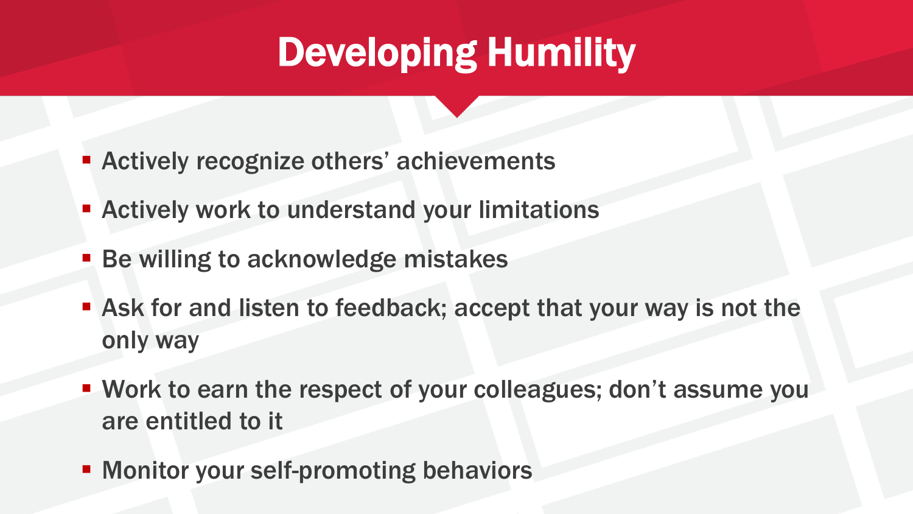# Developing Humility

- Actively recognize others' achievements
- Actively work to understand your limitations
- Be willing to acknowledge mistakes
- Ask for and listen to feedback; accept that your way is not the only way
- Work to earn the respect of your colleagues; don't assume you are entitled to it
- Monitor your self-promoting behaviors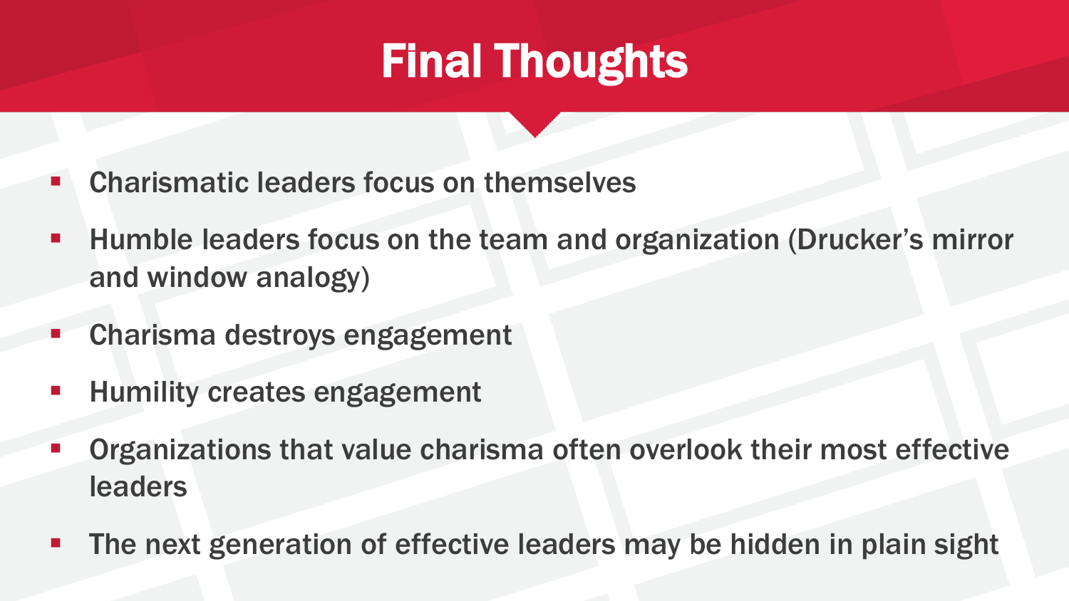# Final Thoughts

- Charismatic leaders focus on themselves
- Humble leaders focus on the team and organization (Drucker's mirror and window analogy)
- Charisma destroys engagement
- Humility creates engagement
- Organizations that value charisma often overlook their most effective leaders
- The next generation of effective leaders may be hidden in plain sight